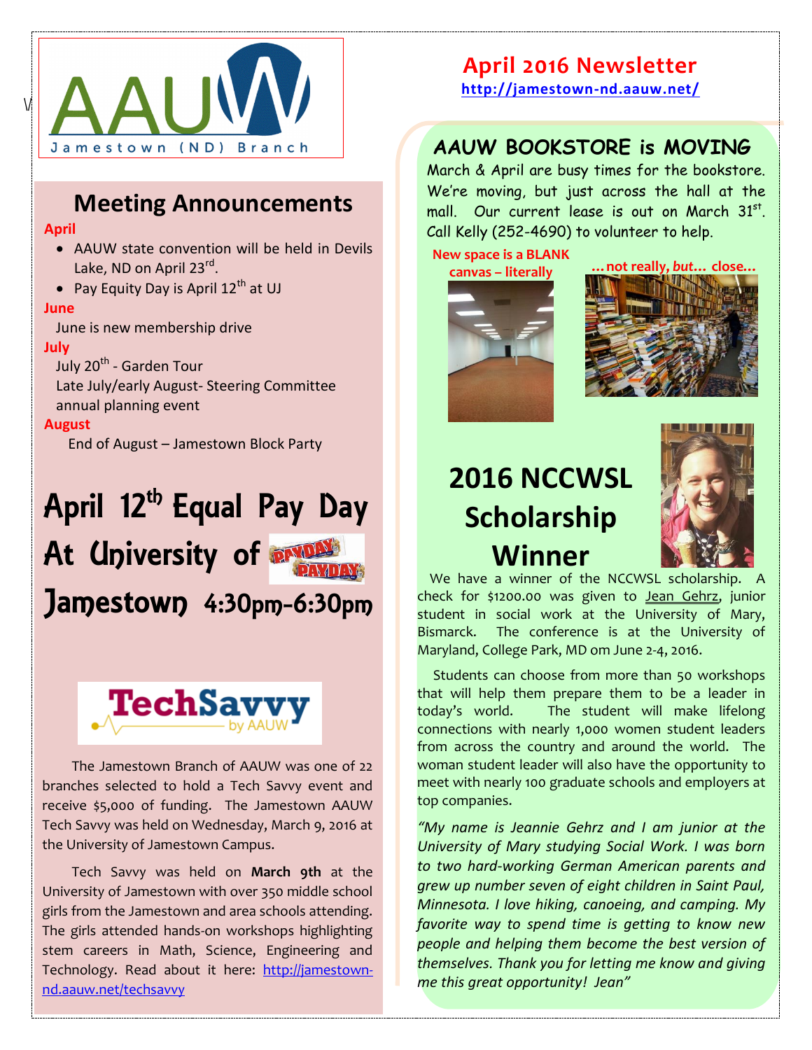AAUW Jamestown (ND) Branch

# April 2016 Newsletter

http://jamestown-nd.aauw.net/

## Meeting Announcements

**April**

- AAUW state convention will be held in Devils Lake, ND on April 23rd.
- Pay Equity Day is April 12th at UJ

**June**

June is new membership drive

**July**

July 20th - Garden Tour

Late July/early August- Steering Committee annual planning event

**August**

End of August – Jamestown Block Party

## April 12th Equal Pay Day At University of Jamestown 4:30pm-6:30pm

TechSavvy by AAUW

The Jamestown Branch of AAUW was one of 22 branches selected to hold a Tech Savvy event and receive $5,000 of funding. The Jamestown AAUW Tech Savvy was held on Wednesday, March 9, 2016 at the University of Jamestown Campus.

Tech Savvy was held on **March 9th** at the University of Jamestown with over 350 middle school girls from the Jamestown and area schools attending. The girls attended hands-on workshops highlighting stem careers in Math, Science, Engineering and Technology. Read about it here: http://jamestown-nd.aauw.net/techsavvy

## AAUW BOOKSTORE is MOVING

March & April are busy times for the bookstore. We're moving, but just across the hall at the mall. Our current lease is out on March 31st. Call Kelly (252-4690) to volunteer to help.

New space is a BLANK canvas – literally

…not really, *but*… close…

## 2016 NCCWSL Scholarship Winner

We have a winner of the NCCWSL scholarship. A check for $1200.00 was given to Jean Gehrz, junior student in social work at the University of Mary, Bismarck. The conference is at the University of Maryland, College Park, MD om June 2-4, 2016.

Students can choose from more than 50 workshops that will help them prepare them to be a leader in today's world. The student will make lifelong connections with nearly 1,000 women student leaders from across the country and around the world. The woman student leader will also have the opportunity to meet with nearly 100 graduate schools and employers at top companies.

*"My name is Jeannie Gehrz and I am junior at the University of Mary studying Social Work. I was born to two hard-working German American parents and grew up number seven of eight children in Saint Paul, Minnesota. I love hiking, canoeing, and camping. My favorite way to spend time is getting to know new people and helping them become the best version of themselves. Thank you for letting me know and giving me this great opportunity! Jean"*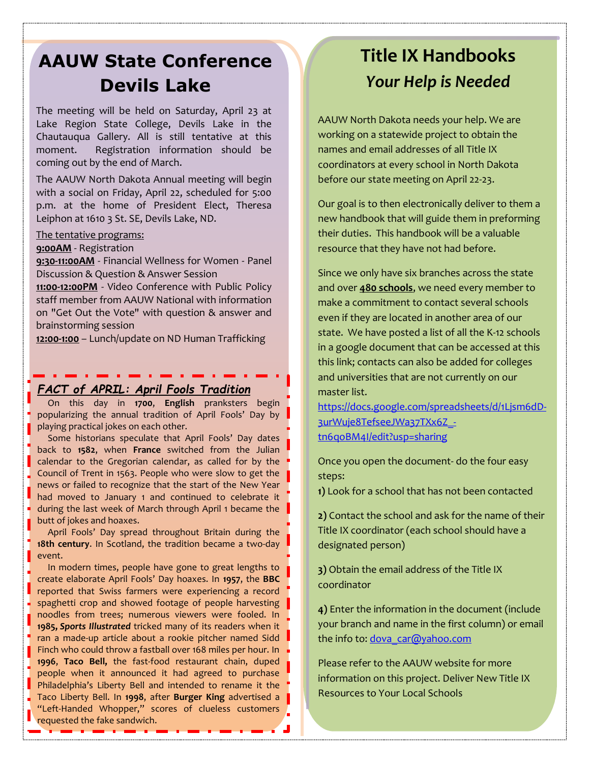# AAUW State Conference Devils Lake

The meeting will be held on Saturday, April 23 at Lake Region State College, Devils Lake in the Chautauqua Gallery. All is still tentative at this moment. Registration information should be coming out by the end of March.

The AAUW North Dakota Annual meeting will begin with a social on Friday, April 22, scheduled for 5:00 p.m. at the home of President Elect, Theresa Leiphon at 1610 3 St. SE, Devils Lake, ND.

The tentative programs:

**9:00AM** - Registration
**9:30-11:00AM** - Financial Wellness for Women - Panel Discussion & Question & Answer Session
**11:00-12:00PM** - Video Conference with Public Policy staff member from AAUW National with information on "Get Out the Vote" with question & answer and brainstorming session
**12:00-1:00** – Lunch/update on ND Human Trafficking

## *FACT of APRIL: April Fools Tradition*

On this day in **1700**, **English** pranksters begin popularizing the annual tradition of April Fools' Day by playing practical jokes on each other.

Some historians speculate that April Fools' Day dates back to **1582**, when **France** switched from the Julian calendar to the Gregorian calendar, as called for by the Council of Trent in 1563. People who were slow to get the news or failed to recognize that the start of the New Year had moved to January 1 and continued to celebrate it during the last week of March through April 1 became the butt of jokes and hoaxes.

April Fools' Day spread throughout Britain during the **18th century**. In Scotland, the tradition became a two-day event.

In modern times, people have gone to great lengths to create elaborate April Fools' Day hoaxes. In **1957**, the **BBC** reported that Swiss farmers were experiencing a record spaghetti crop and showed footage of people harvesting noodles from trees; numerous viewers were fooled. In **1985, *Sports Illustrated*** tricked many of its readers when it ran a made-up article about a rookie pitcher named Sidd Finch who could throw a fastball over 168 miles per hour. In **1996**, **Taco Bell,** the fast-food restaurant chain, duped people when it announced it had agreed to purchase Philadelphia's Liberty Bell and intended to rename it the Taco Liberty Bell. In **1998**, after **Burger King** advertised a "Left-Handed Whopper," scores of clueless customers requested the fake sandwich.

# Title IX Handbooks

## *Your Help is Needed*

AAUW North Dakota needs your help. We are working on a statewide project to obtain the names and email addresses of all Title IX coordinators at every school in North Dakota before our state meeting on April 22-23.

Our goal is to then electronically deliver to them a new handbook that will guide them in preforming their duties. This handbook will be a valuable resource that they have not had before.

Since we only have six branches across the state and over **480 schools**, we need every member to make a commitment to contact several schools even if they are located in another area of our state. We have posted a list of all the K-12 schools in a google document that can be accessed at this this link; contacts can also be added for colleges and universities that are not currently on our master list.

https://docs.google.com/spreadsheets/d/1Ljsm6dD-3urWuje8TefseeJWa37TXx6Z_-tn6qoBM4I/edit?usp=sharing

Once you open the document- do the four easy steps:

**1)** Look for a school that has not been contacted

**2)** Contact the school and ask for the name of their Title IX coordinator (each school should have a designated person)

**3)** Obtain the email address of the Title IX coordinator

**4)** Enter the information in the document (include your branch and name in the first column) or email the info to: dova_car@yahoo.com

Please refer to the AAUW website for more information on this project. Deliver New Title IX Resources to Your Local Schools